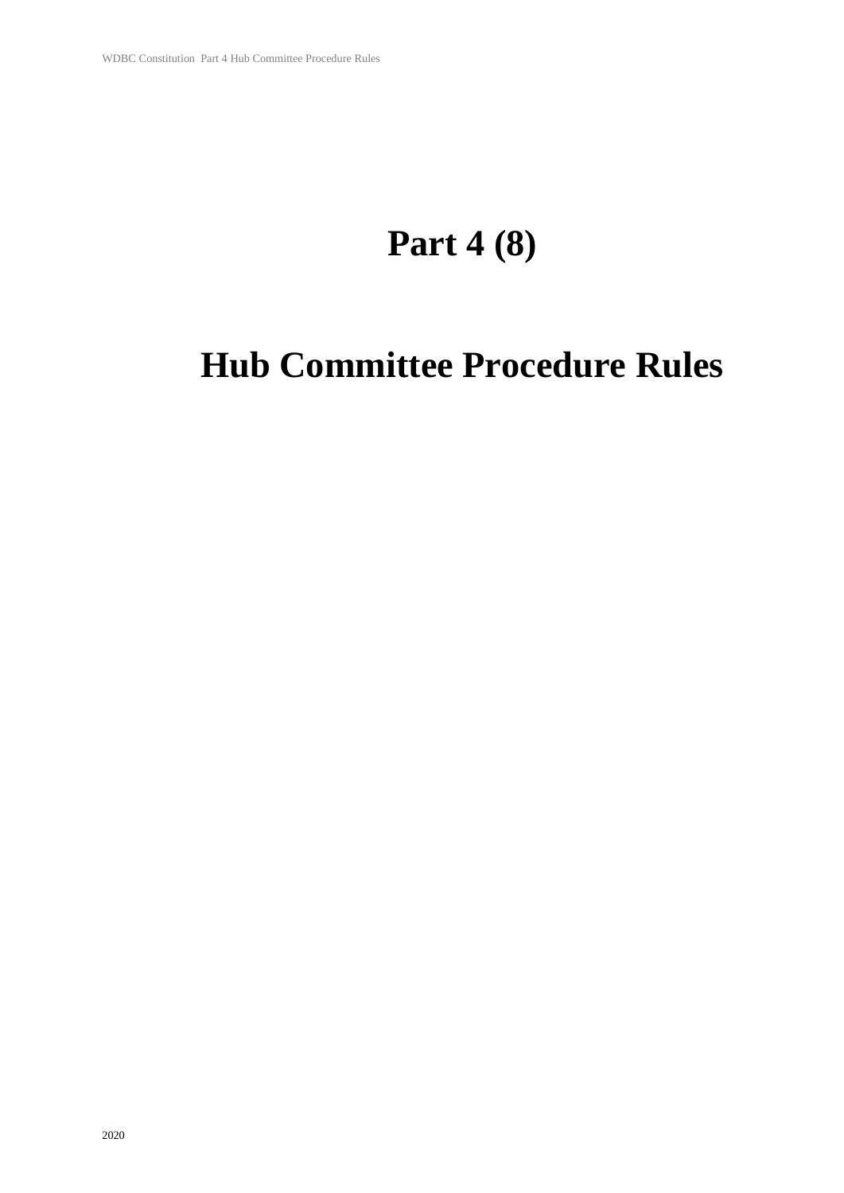# Part 4 (8)

# Hub Committee Procedure Rules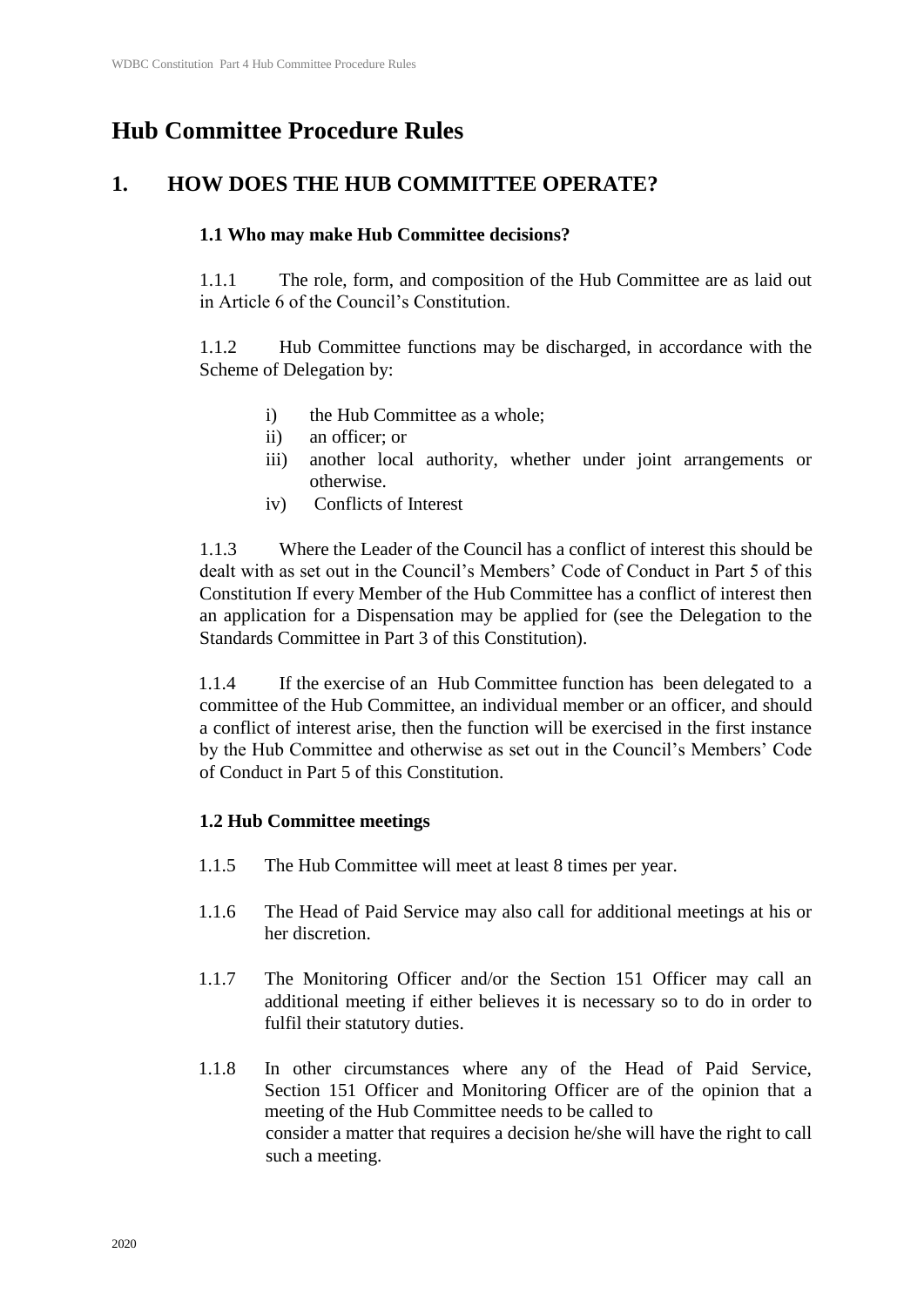# Hub Committee Procedure Rules

## 1. HOW DOES THE HUB COMMITTEE OPERATE?

### 1.1 Who may make Hub Committee decisions?

1.1.1 The role, form, and composition of the Hub Committee are as laid out in Article 6 of the Council's Constitution.

1.1.2 Hub Committee functions may be discharged, in accordance with the Scheme of Delegation by:

i) the Hub Committee as a whole;
ii) an officer; or
iii) another local authority, whether under joint arrangements or otherwise.
iv) Conflicts of Interest

1.1.3 Where the Leader of the Council has a conflict of interest this should be dealt with as set out in the Council's Members' Code of Conduct in Part 5 of this Constitution If every Member of the Hub Committee has a conflict of interest then an application for a Dispensation may be applied for (see the Delegation to the Standards Committee in Part 3 of this Constitution).

1.1.4 If the exercise of an Hub Committee function has been delegated to a committee of the Hub Committee, an individual member or an officer, and should a conflict of interest arise, then the function will be exercised in the first instance by the Hub Committee and otherwise as set out in the Council's Members' Code of Conduct in Part 5 of this Constitution.

### 1.2 Hub Committee meetings

1.1.5 The Hub Committee will meet at least 8 times per year.

1.1.6 The Head of Paid Service may also call for additional meetings at his or her discretion.

1.1.7 The Monitoring Officer and/or the Section 151 Officer may call an additional meeting if either believes it is necessary so to do in order to fulfil their statutory duties.

1.1.8 In other circumstances where any of the Head of Paid Service, Section 151 Officer and Monitoring Officer are of the opinion that a meeting of the Hub Committee needs to be called to consider a matter that requires a decision he/she will have the right to call such a meeting.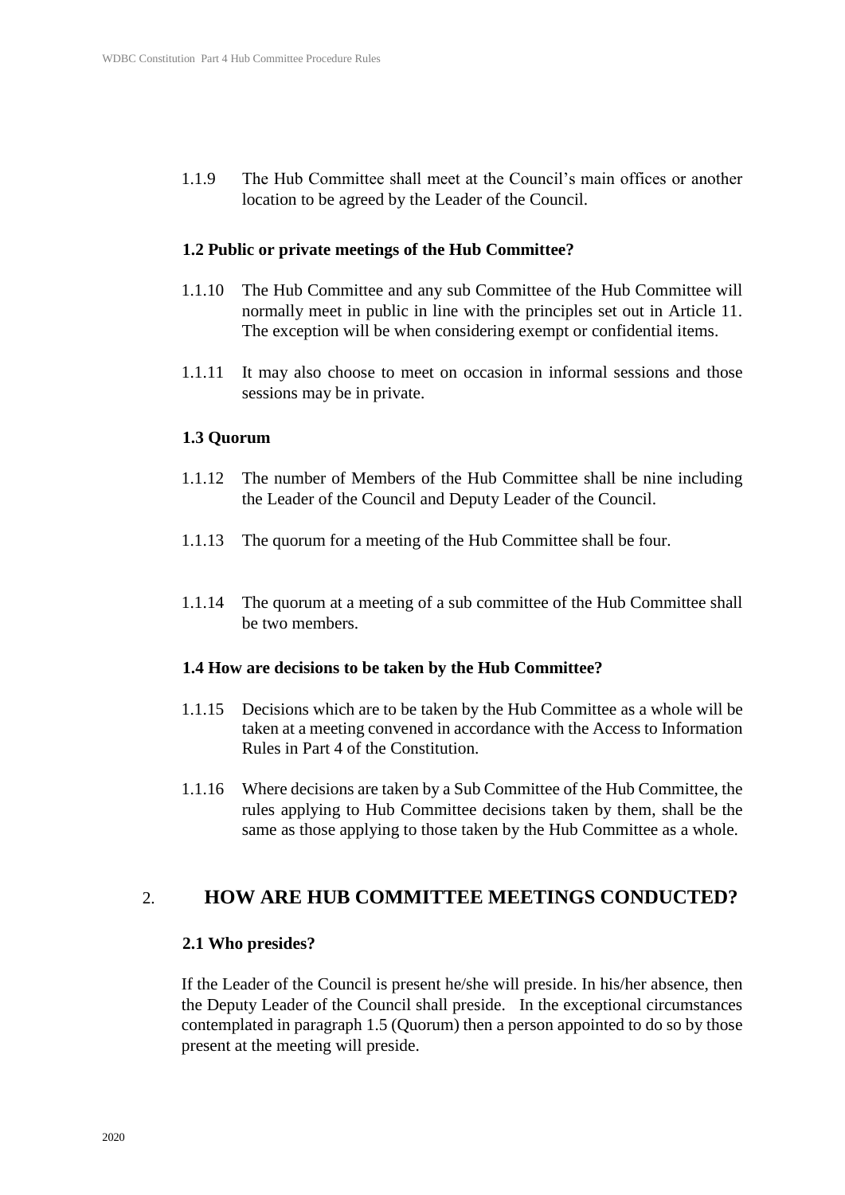1.1.9 The Hub Committee shall meet at the Council's main offices or another location to be agreed by the Leader of the Council.

### 1.2 Public or private meetings of the Hub Committee?

1.1.10 The Hub Committee and any sub Committee of the Hub Committee will normally meet in public in line with the principles set out in Article 11. The exception will be when considering exempt or confidential items.

1.1.11 It may also choose to meet on occasion in informal sessions and those sessions may be in private.

### 1.3 Quorum

1.1.12 The number of Members of the Hub Committee shall be nine including the Leader of the Council and Deputy Leader of the Council.

1.1.13 The quorum for a meeting of the Hub Committee shall be four.

1.1.14 The quorum at a meeting of a sub committee of the Hub Committee shall be two members.

### 1.4 How are decisions to be taken by the Hub Committee?

1.1.15 Decisions which are to be taken by the Hub Committee as a whole will be taken at a meeting convened in accordance with the Access to Information Rules in Part 4 of the Constitution.

1.1.16 Where decisions are taken by a Sub Committee of the Hub Committee, the rules applying to Hub Committee decisions taken by them, shall be the same as those applying to those taken by the Hub Committee as a whole.

## 2. HOW ARE HUB COMMITTEE MEETINGS CONDUCTED?

### 2.1 Who presides?

If the Leader of the Council is present he/she will preside. In his/her absence, then the Deputy Leader of the Council shall preside. In the exceptional circumstances contemplated in paragraph 1.5 (Quorum) then a person appointed to do so by those present at the meeting will preside.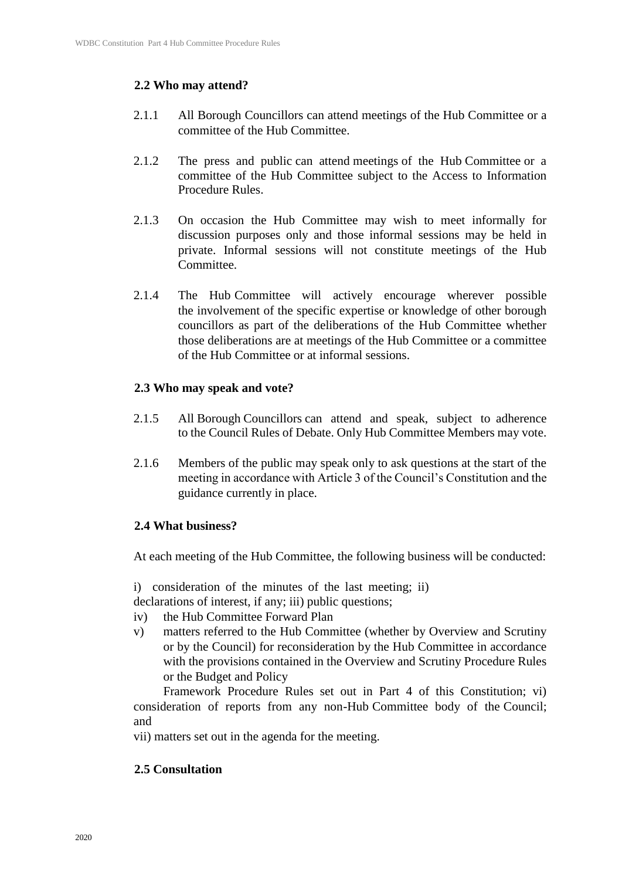### 2.2 Who may attend?

2.1.1 All Borough Councillors can attend meetings of the Hub Committee or a committee of the Hub Committee.

2.1.2 The press and public can attend meetings of the Hub Committee or a committee of the Hub Committee subject to the Access to Information Procedure Rules.

2.1.3 On occasion the Hub Committee may wish to meet informally for discussion purposes only and those informal sessions may be held in private. Informal sessions will not constitute meetings of the Hub Committee.

2.1.4 The Hub Committee will actively encourage wherever possible the involvement of the specific expertise or knowledge of other borough councillors as part of the deliberations of the Hub Committee whether those deliberations are at meetings of the Hub Committee or a committee of the Hub Committee or at informal sessions.

### 2.3 Who may speak and vote?

2.1.5 All Borough Councillors can attend and speak, subject to adherence to the Council Rules of Debate. Only Hub Committee Members may vote.

2.1.6 Members of the public may speak only to ask questions at the start of the meeting in accordance with Article 3 of the Council's Constitution and the guidance currently in place.

### 2.4 What business?

At each meeting of the Hub Committee, the following business will be conducted:

i) consideration of the minutes of the last meeting; ii) declarations of interest, if any; iii) public questions;

iv) the Hub Committee Forward Plan

v) matters referred to the Hub Committee (whether by Overview and Scrutiny or by the Council) for reconsideration by the Hub Committee in accordance with the provisions contained in the Overview and Scrutiny Procedure Rules or the Budget and Policy Framework Procedure Rules set out in Part 4 of this Constitution; vi) consideration of reports from any non-Hub Committee body of the Council; and

vii) matters set out in the agenda for the meeting.

### 2.5 Consultation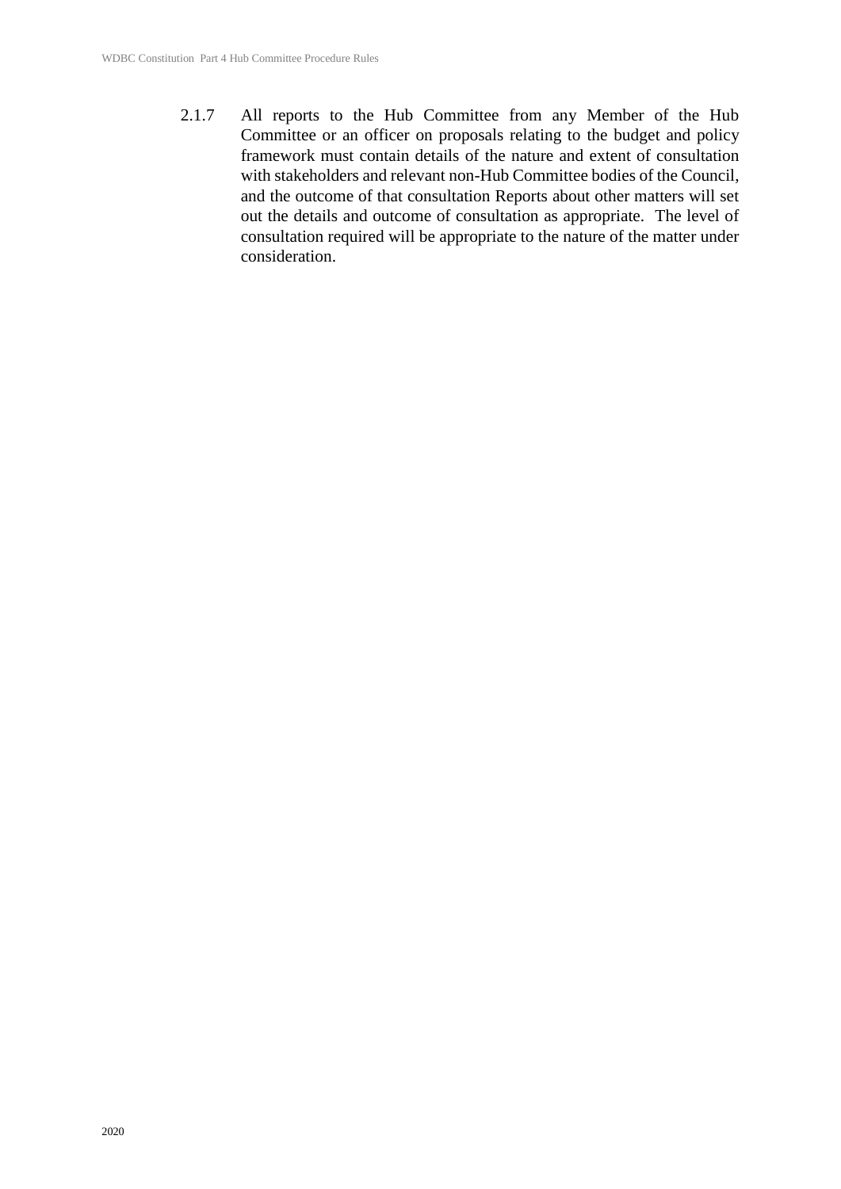2.1.7 All reports to the Hub Committee from any Member of the Hub Committee or an officer on proposals relating to the budget and policy framework must contain details of the nature and extent of consultation with stakeholders and relevant non-Hub Committee bodies of the Council, and the outcome of that consultation Reports about other matters will set out the details and outcome of consultation as appropriate. The level of consultation required will be appropriate to the nature of the matter under consideration.